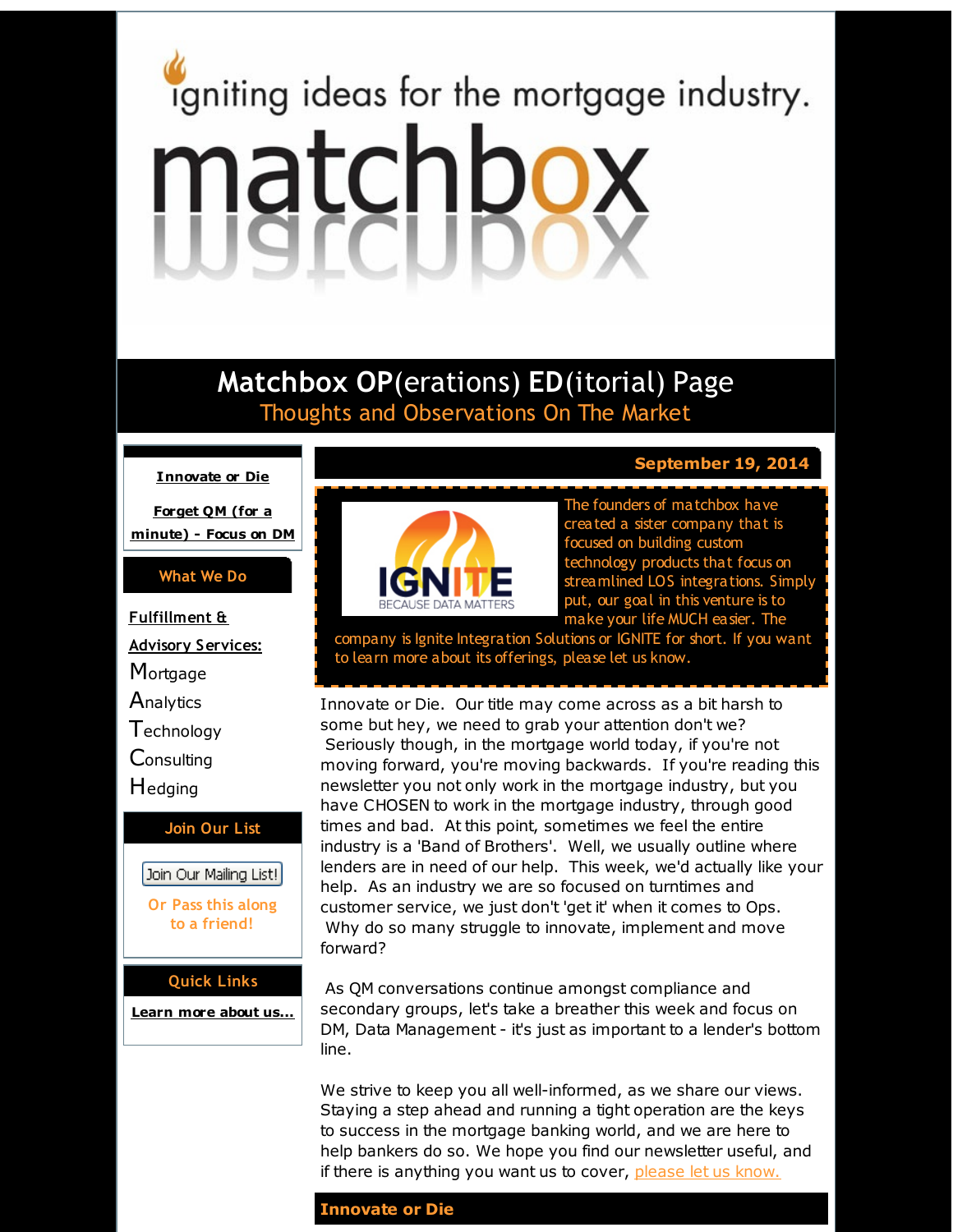igniting ideas for the mortgage industry.

# matchbox

## Matchbox OP(erations) ED(itorial) Page

Thoughts and Observations On The Market

**Innovate or Die**

**Forget QM (for a minute) - Focus on DM**

**What We Do**

**Fulfillment & Advisory Services:**

Mortgage
Analytics
Technology
Consulting
Hedging

**Join Our List**

Join Our Mailing List!

Or Pass this along to a friend!

**Quick Links**

**Learn more about us...**

**September 19, 2014**

IGNITE BECAUSE DATA MATTERS

The founders of matchbox have created a sister company that is focused on building custom technology products that focus on streamlined LOS integrations. Simply put, our goal in this venture is to make your life MUCH easier. The company is Ignite Integration Solutions or IGNITE for short. If you want to learn more about its offerings, please let us know.

Innovate or Die. Our title may come across as a bit harsh to some but hey, we need to grab your attention don't we? Seriously though, in the mortgage world today, if you're not moving forward, you're moving backwards. If you're reading this newsletter you not only work in the mortgage industry, but you have CHOSEN to work in the mortgage industry, through good times and bad. At this point, sometimes we feel the entire industry is a 'Band of Brothers'. Well, we usually outline where lenders are in need of our help. This week, we'd actually like your help. As an industry we are so focused on turntimes and customer service, we just don't 'get it' when it comes to Ops. Why do so many struggle to innovate, implement and move forward?

As QM conversations continue amongst compliance and secondary groups, let's take a breather this week and focus on DM, Data Management - it's just as important to a lender's bottom line.

We strive to keep you all well-informed, as we share our views. Staying a step ahead and running a tight operation are the keys to success in the mortgage banking world, and we are here to help bankers do so. We hope you find our newsletter useful, and if there is anything you want us to cover, please let us know.

**Innovate or Die**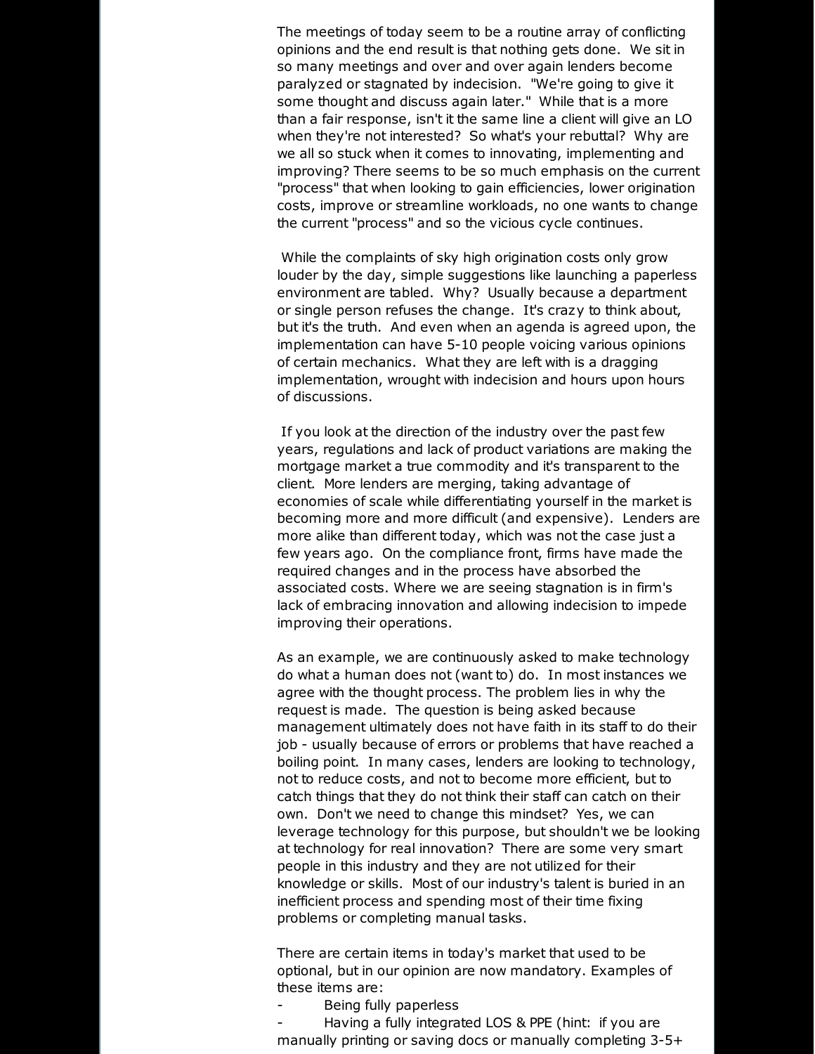The meetings of today seem to be a routine array of conflicting opinions and the end result is that nothing gets done. We sit in so many meetings and over and over again lenders become paralyzed or stagnated by indecision. "We're going to give it some thought and discuss again later." While that is a more than a fair response, isn't it the same line a client will give an LO when they're not interested? So what's your rebuttal? Why are we all so stuck when it comes to innovating, implementing and improving? There seems to be so much emphasis on the current "process" that when looking to gain efficiencies, lower origination costs, improve or streamline workloads, no one wants to change the current "process" and so the vicious cycle continues.

While the complaints of sky high origination costs only grow louder by the day, simple suggestions like launching a paperless environment are tabled. Why? Usually because a department or single person refuses the change. It's crazy to think about, but it's the truth. And even when an agenda is agreed upon, the implementation can have 5-10 people voicing various opinions of certain mechanics. What they are left with is a dragging implementation, wrought with indecision and hours upon hours of discussions.

If you look at the direction of the industry over the past few years, regulations and lack of product variations are making the mortgage market a true commodity and it's transparent to the client. More lenders are merging, taking advantage of economies of scale while differentiating yourself in the market is becoming more and more difficult (and expensive). Lenders are more alike than different today, which was not the case just a few years ago. On the compliance front, firms have made the required changes and in the process have absorbed the associated costs. Where we are seeing stagnation is in firm's lack of embracing innovation and allowing indecision to impede improving their operations.

As an example, we are continuously asked to make technology do what a human does not (want to) do. In most instances we agree with the thought process. The problem lies in why the request is made. The question is being asked because management ultimately does not have faith in its staff to do their job - usually because of errors or problems that have reached a boiling point. In many cases, lenders are looking to technology, not to reduce costs, and not to become more efficient, but to catch things that they do not think their staff can catch on their own. Don't we need to change this mindset? Yes, we can leverage technology for this purpose, but shouldn't we be looking at technology for real innovation? There are some very smart people in this industry and they are not utilized for their knowledge or skills. Most of our industry's talent is buried in an inefficient process and spending most of their time fixing problems or completing manual tasks.

There are certain items in today's market that used to be optional, but in our opinion are now mandatory. Examples of these items are:

- Being fully paperless
- Having a fully integrated LOS & PPE (hint: if you are manually printing or saving docs or manually completing 3-5+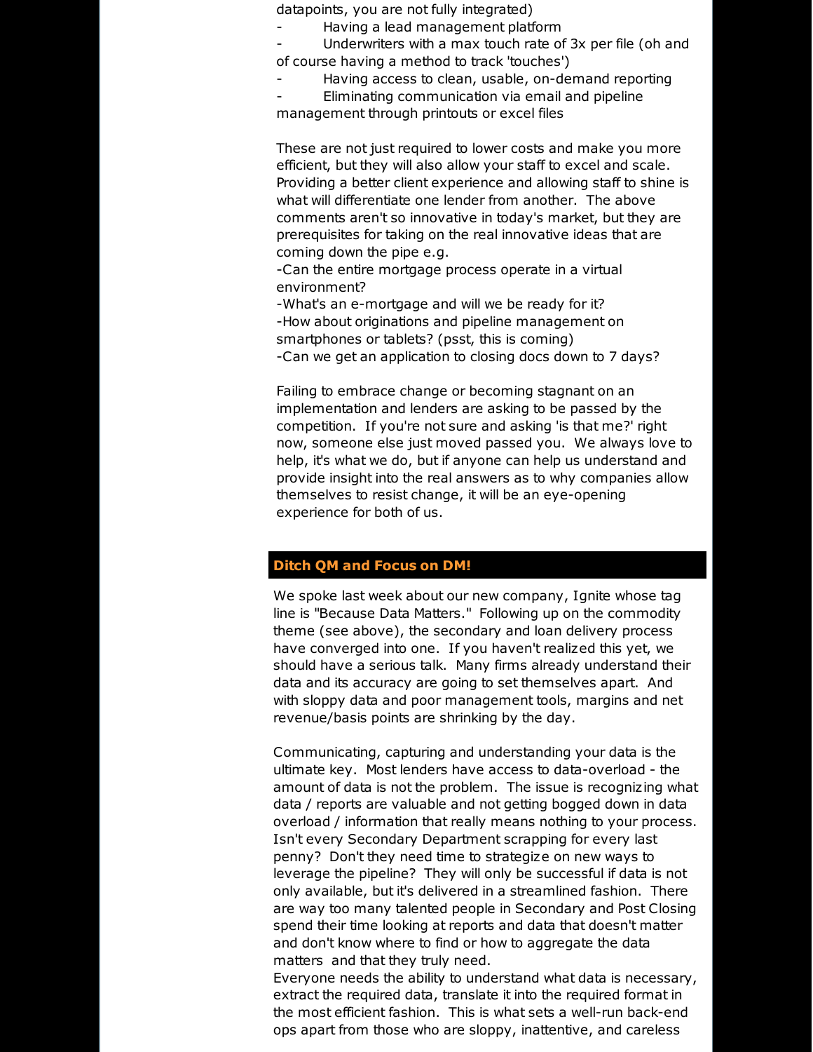datapoints, you are not fully integrated)

- Having a lead management platform
- Underwriters with a max touch rate of 3x per file (oh and of course having a method to track 'touches')
- Having access to clean, usable, on-demand reporting
- Eliminating communication via email and pipeline management through printouts or excel files

These are not just required to lower costs and make you more efficient, but they will also allow your staff to excel and scale. Providing a better client experience and allowing staff to shine is what will differentiate one lender from another. The above comments aren't so innovative in today's market, but they are prerequisites for taking on the real innovative ideas that are coming down the pipe e.g.

-Can the entire mortgage process operate in a virtual environment?
-What's an e-mortgage and will we be ready for it?
-How about originations and pipeline management on smartphones or tablets? (psst, this is coming)
-Can we get an application to closing docs down to 7 days?

Failing to embrace change or becoming stagnant on an implementation and lenders are asking to be passed by the competition. If you're not sure and asking 'is that me?' right now, someone else just moved passed you. We always love to help, it's what we do, but if anyone can help us understand and provide insight into the real answers as to why companies allow themselves to resist change, it will be an eye-opening experience for both of us.

## Ditch QM and Focus on DM!

We spoke last week about our new company, Ignite whose tag line is "Because Data Matters." Following up on the commodity theme (see above), the secondary and loan delivery process have converged into one. If you haven't realized this yet, we should have a serious talk. Many firms already understand their data and its accuracy are going to set themselves apart. And with sloppy data and poor management tools, margins and net revenue/basis points are shrinking by the day.

Communicating, capturing and understanding your data is the ultimate key. Most lenders have access to data-overload - the amount of data is not the problem. The issue is recognizing what data / reports are valuable and not getting bogged down in data overload / information that really means nothing to your process. Isn't every Secondary Department scrapping for every last penny? Don't they need time to strategize on new ways to leverage the pipeline? They will only be successful if data is not only available, but it's delivered in a streamlined fashion. There are way too many talented people in Secondary and Post Closing spend their time looking at reports and data that doesn't matter and don't know where to find or how to aggregate the data matters and that they truly need.
Everyone needs the ability to understand what data is necessary, extract the required data, translate it into the required format in the most efficient fashion. This is what sets a well-run back-end ops apart from those who are sloppy, inattentive, and careless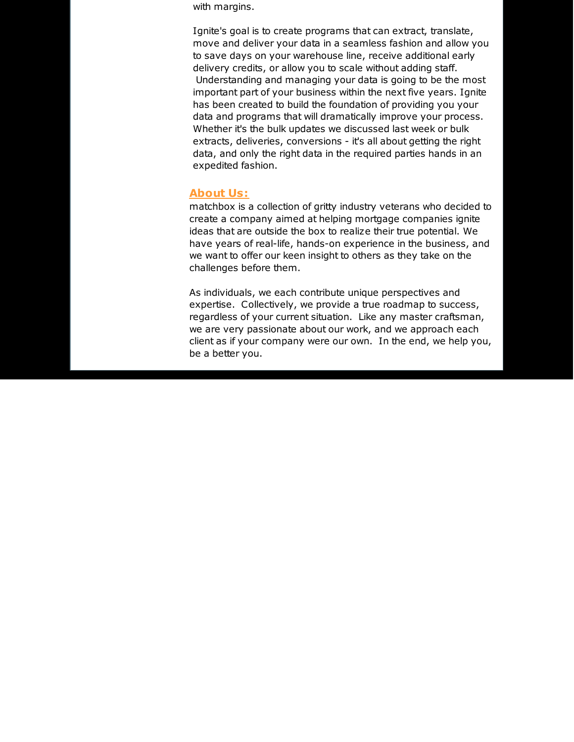with margins.

Ignite's goal is to create programs that can extract, translate, move and deliver your data in a seamless fashion and allow you to save days on your warehouse line, receive additional early delivery credits, or allow you to scale without adding staff. Understanding and managing your data is going to be the most important part of your business within the next five years. Ignite has been created to build the foundation of providing you your data and programs that will dramatically improve your process. Whether it's the bulk updates we discussed last week or bulk extracts, deliveries, conversions - it's all about getting the right data, and only the right data in the required parties hands in an expedited fashion.

## About Us:

matchbox is a collection of gritty industry veterans who decided to create a company aimed at helping mortgage companies ignite ideas that are outside the box to realize their true potential. We have years of real-life, hands-on experience in the business, and we want to offer our keen insight to others as they take on the challenges before them.

As individuals, we each contribute unique perspectives and expertise. Collectively, we provide a true roadmap to success, regardless of your current situation. Like any master craftsman, we are very passionate about our work, and we approach each client as if your company were our own. In the end, we help you, be a better you.